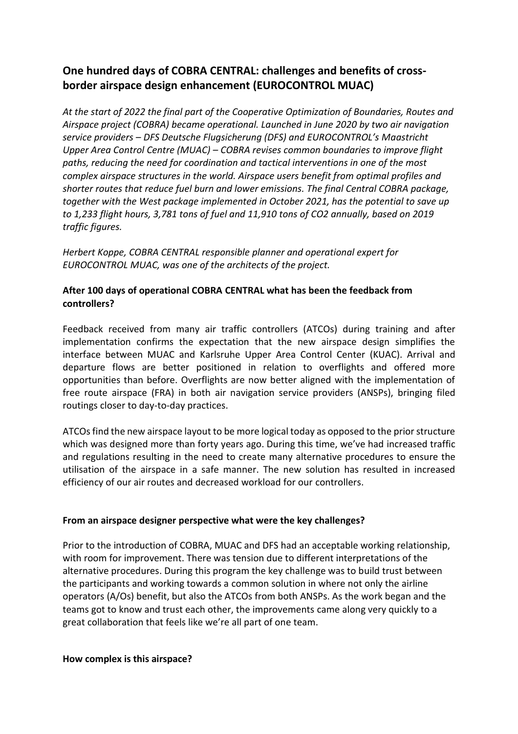## One hundred days of COBRA CENTRAL: challenges and benefits of cross-border airspace design enhancement (EUROCONTROL MUAC)

*At the start of 2022 the final part of the Cooperative Optimization of Boundaries, Routes and Airspace project (COBRA) became operational. Launched in June 2020 by two air navigation service providers – DFS Deutsche Flugsicherung (DFS) and EUROCONTROL's Maastricht Upper Area Control Centre (MUAC) – COBRA revises common boundaries to improve flight paths, reducing the need for coordination and tactical interventions in one of the most complex airspace structures in the world. Airspace users benefit from optimal profiles and shorter routes that reduce fuel burn and lower emissions. The final Central COBRA package, together with the West package implemented in October 2021, has the potential to save up to 1,233 flight hours, 3,781 tons of fuel and 11,910 tons of CO2 annually, based on 2019 traffic figures.*

*Herbert Koppe, COBRA CENTRAL responsible planner and operational expert for EUROCONTROL MUAC, was one of the architects of the project.*

**After 100 days of operational COBRA CENTRAL what has been the feedback from controllers?**

Feedback received from many air traffic controllers (ATCOs) during training and after implementation confirms the expectation that the new airspace design simplifies the interface between MUAC and Karlsruhe Upper Area Control Center (KUAC). Arrival and departure flows are better positioned in relation to overflights and offered more opportunities than before. Overflights are now better aligned with the implementation of free route airspace (FRA) in both air navigation service providers (ANSPs), bringing filed routings closer to day-to-day practices.

ATCOs find the new airspace layout to be more logical today as opposed to the prior structure which was designed more than forty years ago. During this time, we've had increased traffic and regulations resulting in the need to create many alternative procedures to ensure the utilisation of the airspace in a safe manner. The new solution has resulted in increased efficiency of our air routes and decreased workload for our controllers.

**From an airspace designer perspective what were the key challenges?**

Prior to the introduction of COBRA, MUAC and DFS had an acceptable working relationship, with room for improvement. There was tension due to different interpretations of the alternative procedures. During this program the key challenge was to build trust between the participants and working towards a common solution in where not only the airline operators (A/Os) benefit, but also the ATCOs from both ANSPs. As the work began and the teams got to know and trust each other, the improvements came along very quickly to a great collaboration that feels like we're all part of one team.

**How complex is this airspace?**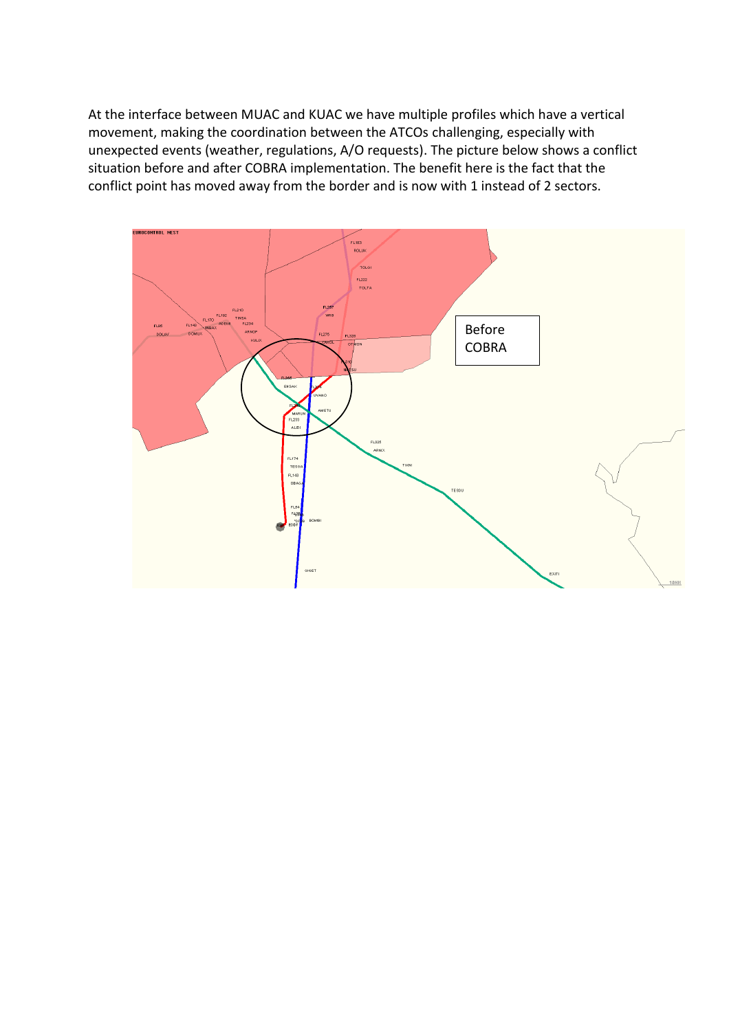At the interface between MUAC and KUAC we have multiple profiles which have a vertical movement, making the coordination between the ATCOs challenging, especially with unexpected events (weather, regulations, A/O requests). The picture below shows a conflict situation before and after COBRA implementation. The benefit here is the fact that the conflict point has moved away from the border and is now with 1 instead of 2 sectors.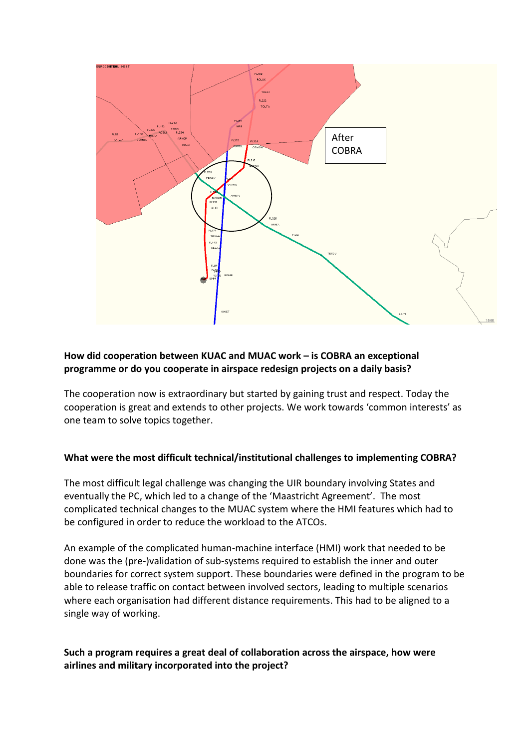After COBRA

## How did cooperation between KUAC and MUAC work – is COBRA an exceptional programme or do you cooperate in airspace redesign projects on a daily basis?

The cooperation now is extraordinary but started by gaining trust and respect. Today the cooperation is great and extends to other projects. We work towards 'common interests' as one team to solve topics together.

## What were the most difficult technical/institutional challenges to implementing COBRA?

The most difficult legal challenge was changing the UIR boundary involving States and eventually the PC, which led to a change of the 'Maastricht Agreement'. The most complicated technical changes to the MUAC system where the HMI features which had to be configured in order to reduce the workload to the ATCOs.

An example of the complicated human-machine interface (HMI) work that needed to be done was the (pre-)validation of sub-systems required to establish the inner and outer boundaries for correct system support. These boundaries were defined in the program to be able to release traffic on contact between involved sectors, leading to multiple scenarios where each organisation had different distance requirements. This had to be aligned to a single way of working.

## Such a program requires a great deal of collaboration across the airspace, how were airlines and military incorporated into the project?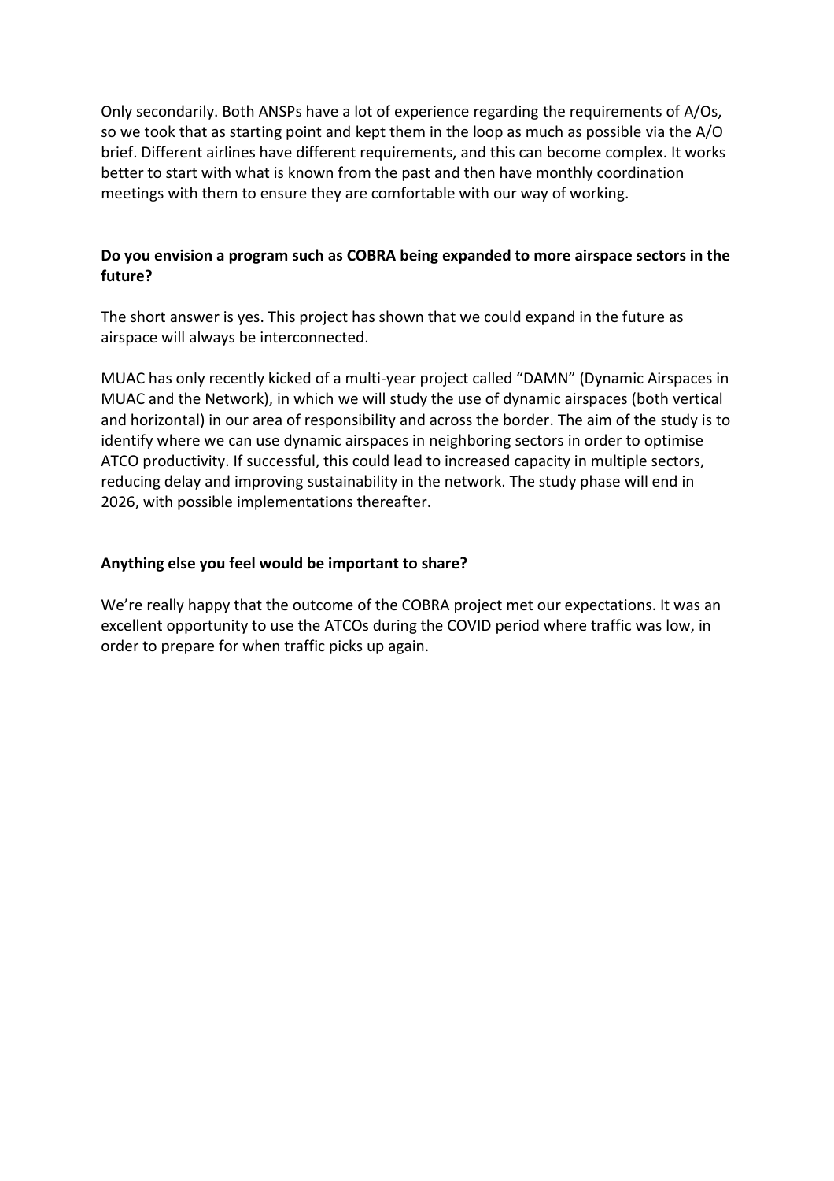Only secondarily. Both ANSPs have a lot of experience regarding the requirements of A/Os, so we took that as starting point and kept them in the loop as much as possible via the A/O brief. Different airlines have different requirements, and this can become complex. It works better to start with what is known from the past and then have monthly coordination meetings with them to ensure they are comfortable with our way of working.

**Do you envision a program such as COBRA being expanded to more airspace sectors in the future?**

The short answer is yes. This project has shown that we could expand in the future as airspace will always be interconnected.

MUAC has only recently kicked of a multi-year project called "DAMN" (Dynamic Airspaces in MUAC and the Network), in which we will study the use of dynamic airspaces (both vertical and horizontal) in our area of responsibility and across the border. The aim of the study is to identify where we can use dynamic airspaces in neighboring sectors in order to optimise ATCO productivity. If successful, this could lead to increased capacity in multiple sectors, reducing delay and improving sustainability in the network. The study phase will end in 2026, with possible implementations thereafter.

**Anything else you feel would be important to share?**

We're really happy that the outcome of the COBRA project met our expectations. It was an excellent opportunity to use the ATCOs during the COVID period where traffic was low, in order to prepare for when traffic picks up again.